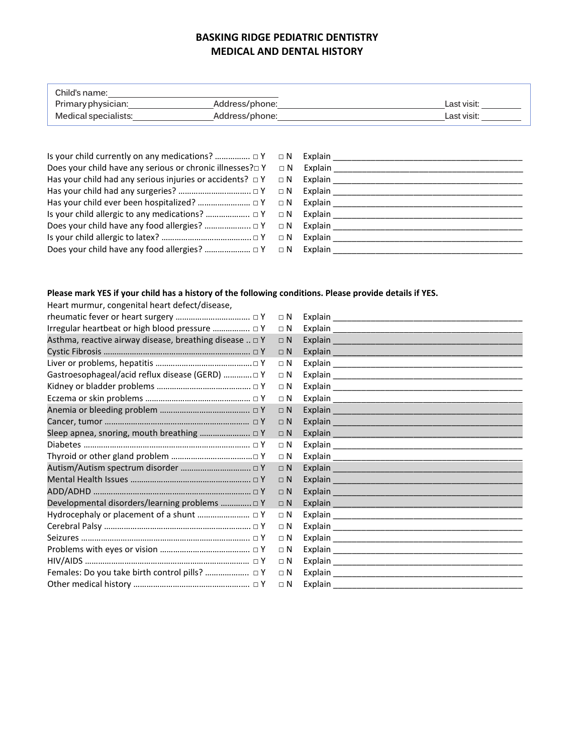# BASKING RIDGE PEDIATRIC DENTISTRY
## MEDICAL AND DENTAL HISTORY

Child's name: ____________________________________

Primary physician: __________________ Address/phone: ____________________________________ Last visit: _________

Medical specialists: __________________ Address/phone: ____________________________________ Last visit: _________

Is your child currently on any medications? ................ □ Y □ N Explain ________________________________________

Does your child have any serious or chronic illnesses? □ Y □ N Explain ________________________________________

Has your child had any serious injuries or accidents? □ Y □ N Explain ________________________________________

Has your child had any surgeries? ................................ □ Y □ N Explain ________________________________________

Has your child ever been hospitalized? ........................ □ Y □ N Explain ________________________________________

Is your child allergic to any medications? .................... □ Y □ N Explain ________________________________________

Does your child have any food allergies? ..................... □ Y □ N Explain ________________________________________

Is your child allergic to latex? ........................................ □ Y □ N Explain ________________________________________

Does your child have any food allergies? ..................... □ Y □ N Explain ________________________________________

**Please mark YES if your child has a history of the following conditions. Please provide details if YES.**

Heart murmur, congenital heart defect/disease,
rheumatic fever or heart surgery ................................. □ Y □ N Explain ________________________________________

Irregular heartbeat or high blood pressure ................ □ Y □ N Explain ________________________________________

Asthma, reactive airway disease, breathing disease .. □ Y □ N Explain ________________________________________

Cystic Fibrosis ................................................................ □ Y □ N Explain ________________________________________

Liver or problems, hepatitis ........................................... □ Y □ N Explain ________________________________________

Gastroesophageal/acid reflux disease (GERD) ............ □ Y □ N Explain ________________________________________

Kidney or bladder problems .......................................... □ Y □ N Explain ________________________________________

Eczema or skin problems ............................................... □ Y □ N Explain ________________________________________

Anemia or bleeding problem ......................................... □ Y □ N Explain ________________________________________

Cancer, tumor ................................................................ □ Y □ N Explain ________________________________________

Sleep apnea, snoring, mouth breathing ....................... □ Y □ N Explain ________________________________________

Diabetes ......................................................................... □ Y □ N Explain ________________________________________

Thyroid or other gland problem .................................... □ Y □ N Explain ________________________________________

Autism/Autism spectrum disorder ................................ □ Y □ N Explain ________________________________________

Mental Health Issues ...................................................... □ Y □ N Explain ________________________________________

ADD/ADHD ...................................................................... □ Y □ N Explain ________________________________________

Developmental disorders/learning problems ............. □ Y □ N Explain ________________________________________

Hydrocephaly or placement of a shunt ........................ □ Y □ N Explain ________________________________________

Cerebral Palsy ................................................................. □ Y □ N Explain ________________________________________

Seizures ........................................................................... □ Y □ N Explain ________________________________________

Problems with eyes or vision ........................................ □ Y □ N Explain ________________________________________

HIV/AIDS ......................................................................... □ Y □ N Explain ________________________________________

Females: Do you take birth control pills? .................... □ Y □ N Explain ________________________________________

Other medical history .................................................... □ Y □ N Explain ________________________________________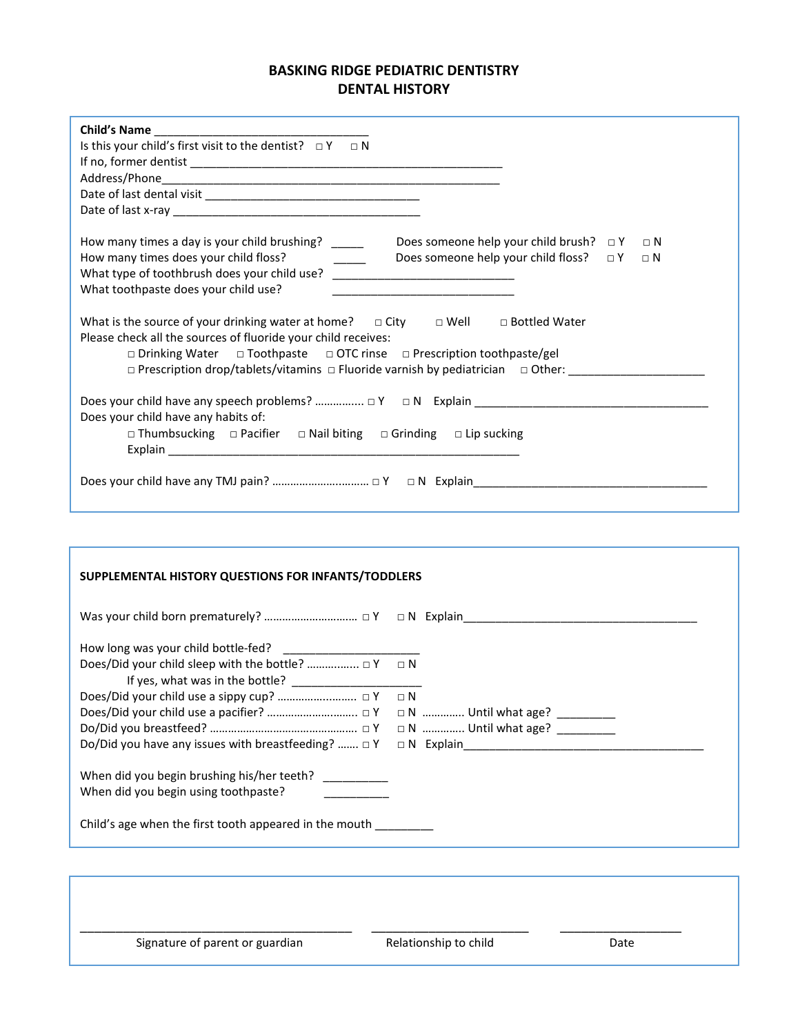# BASKING RIDGE PEDIATRIC DENTISTRY
## DENTAL HISTORY

**Child's Name** ________________________________

Is this your child's first visit to the dentist? □ Y □ N

If no, former dentist ______________________________________________

Address/Phone____________________________________________________

Date of last dental visit ________________________________

Date of last x-ray ____________________________________

How many times a day is your child brushing? _____ Does someone help your child brush? □ Y □ N

How many times does your child floss? _____ Does someone help your child floss? □ Y □ N

What type of toothbrush does your child use? ___________________________

What toothpaste does your child use? ___________________________

What is the source of your drinking water at home? □ City □ Well □ Bottled Water

Please check all the sources of fluoride your child receives:

□ Drinking Water □ Toothpaste □ OTC rinse □ Prescription toothpaste/gel

□ Prescription drop/tablets/vitamins □ Fluoride varnish by pediatrician □ Other: ____________________

Does your child have any speech problems? ……………. □ Y □ N Explain ____________________________________

Does your child have any habits of:

□ Thumbsucking □ Pacifier □ Nail biting □ Grinding □ Lip sucking

Explain ____________________________________________________

Does your child have any TMJ pain? …………………………. □ Y □ N Explain____________________________________

### SUPPLEMENTAL HISTORY QUESTIONS FOR INFANTS/TODDLERS

Was your child born prematurely? ………………………… □ Y □ N Explain____________________________________

How long was your child bottle-fed? ____________________

Does/Did your child sleep with the bottle? …………….. □ Y □ N

If yes, what was in the bottle? ____________________

Does/Did your child use a sippy cup? …………………….. □ Y □ N

Does/Did your child use a pacifier? ……………………….. □ Y □ N …………. Until what age? _________

Do/Did you breastfeed? ………………………………………. □ Y □ N …………. Until what age? _________

Do/Did you have any issues with breastfeeding? ……. □ Y □ N Explain____________________________________

When did you begin brushing his/her teeth? __________

When did you begin using toothpaste? __________

Child's age when the first tooth appeared in the mouth _________

________________________________________ ________________________ ____________________

Signature of parent or guardian Relationship to child Date